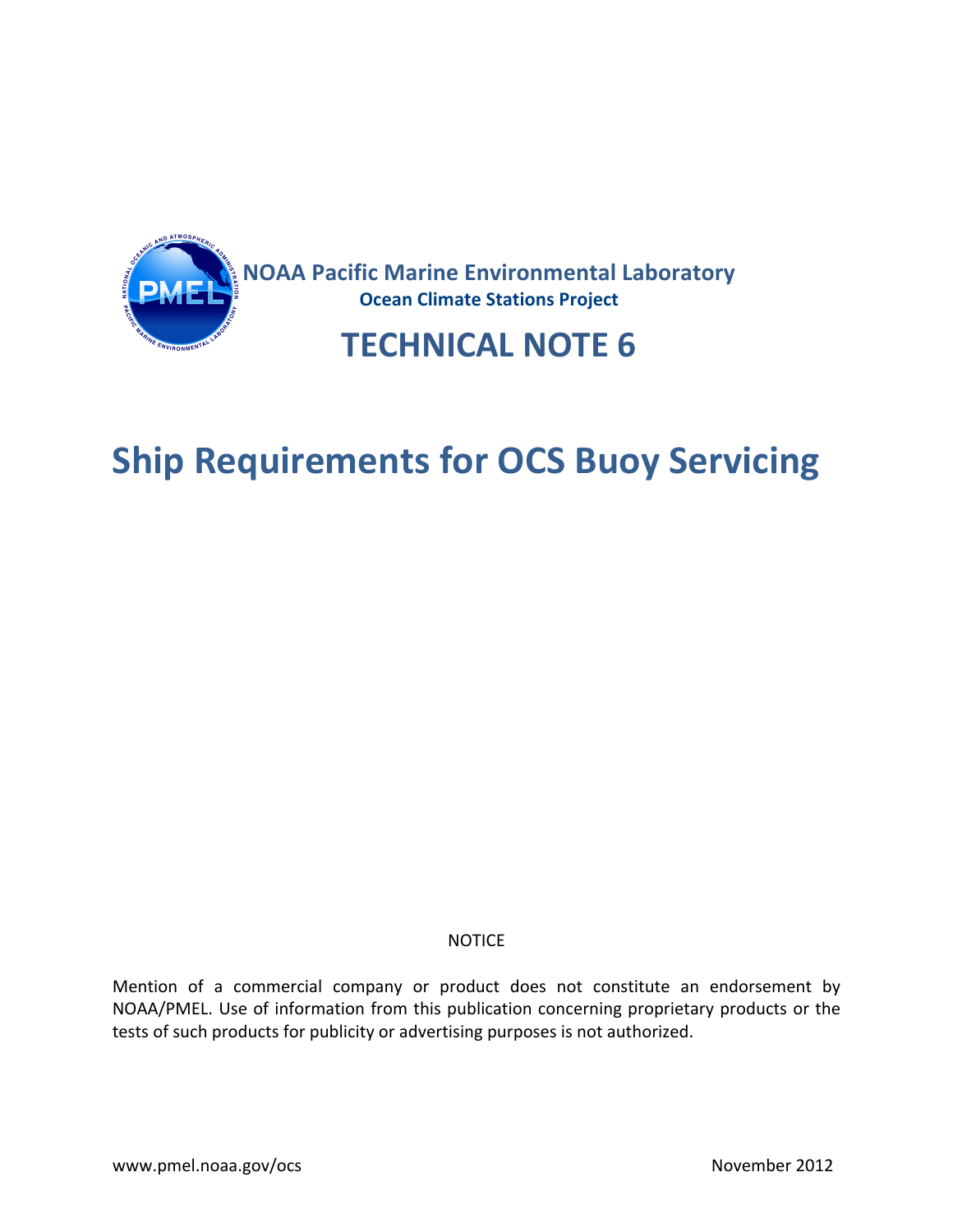NOAA Pacific Marine Environmental Laboratory

**Ocean Climate Stations Project**

# TECHNICAL NOTE 6

# Ship Requirements for OCS Buoy Servicing

NOTICE

Mention of a commercial company or product does not constitute an endorsement by NOAA/PMEL. Use of information from this publication concerning proprietary products or the tests of such products for publicity or advertising purposes is not authorized.

www.pmel.noaa.gov/ocs

November 2012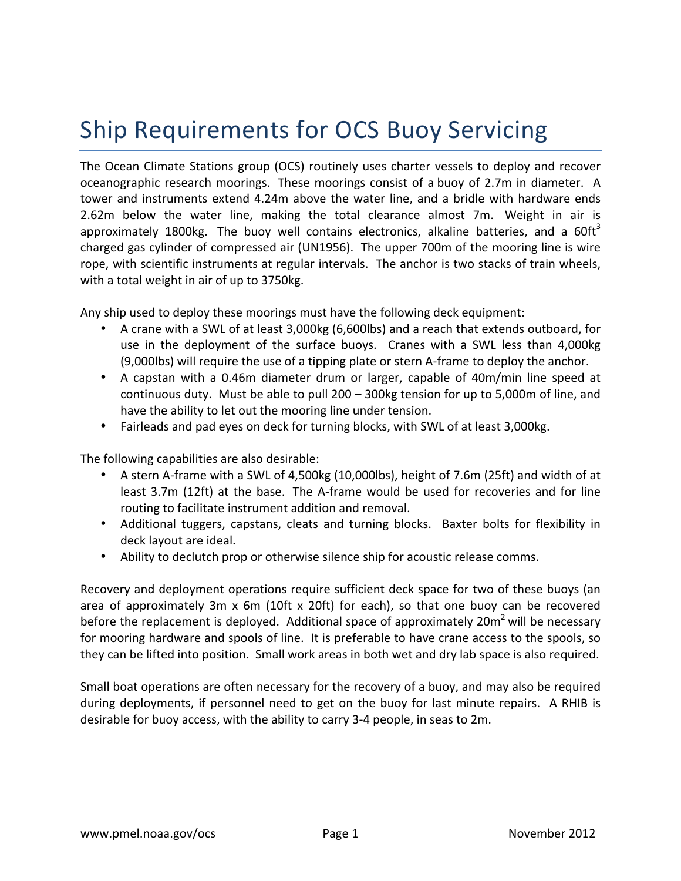# Ship Requirements for OCS Buoy Servicing

The Ocean Climate Stations group (OCS) routinely uses charter vessels to deploy and recover oceanographic research moorings. These moorings consist of a buoy of 2.7m in diameter. A tower and instruments extend 4.24m above the water line, and a bridle with hardware ends 2.62m below the water line, making the total clearance almost 7m. Weight in air is approximately 1800kg. The buoy well contains electronics, alkaline batteries, and a $60ft^3$ charged gas cylinder of compressed air (UN1956). The upper 700m of the mooring line is wire rope, with scientific instruments at regular intervals. The anchor is two stacks of train wheels, with a total weight in air of up to 3750kg.

Any ship used to deploy these moorings must have the following deck equipment:

- A crane with a SWL of at least 3,000kg (6,600lbs) and a reach that extends outboard, for use in the deployment of the surface buoys. Cranes with a SWL less than 4,000kg (9,000lbs) will require the use of a tipping plate or stern A-frame to deploy the anchor.
- A capstan with a 0.46m diameter drum or larger, capable of 40m/min line speed at continuous duty. Must be able to pull 200 – 300kg tension for up to 5,000m of line, and have the ability to let out the mooring line under tension.
- Fairleads and pad eyes on deck for turning blocks, with SWL of at least 3,000kg.

The following capabilities are also desirable:

- A stern A-frame with a SWL of 4,500kg (10,000lbs), height of 7.6m (25ft) and width of at least 3.7m (12ft) at the base. The A-frame would be used for recoveries and for line routing to facilitate instrument addition and removal.
- Additional tuggers, capstans, cleats and turning blocks. Baxter bolts for flexibility in deck layout are ideal.
- Ability to declutch prop or otherwise silence ship for acoustic release comms.

Recovery and deployment operations require sufficient deck space for two of these buoys (an area of approximately 3m x 6m (10ft x 20ft) for each), so that one buoy can be recovered before the replacement is deployed. Additional space of approximately $20m^2$ will be necessary for mooring hardware and spools of line. It is preferable to have crane access to the spools, so they can be lifted into position. Small work areas in both wet and dry lab space is also required.

Small boat operations are often necessary for the recovery of a buoy, and may also be required during deployments, if personnel need to get on the buoy for last minute repairs. A RHIB is desirable for buoy access, with the ability to carry 3-4 people, in seas to 2m.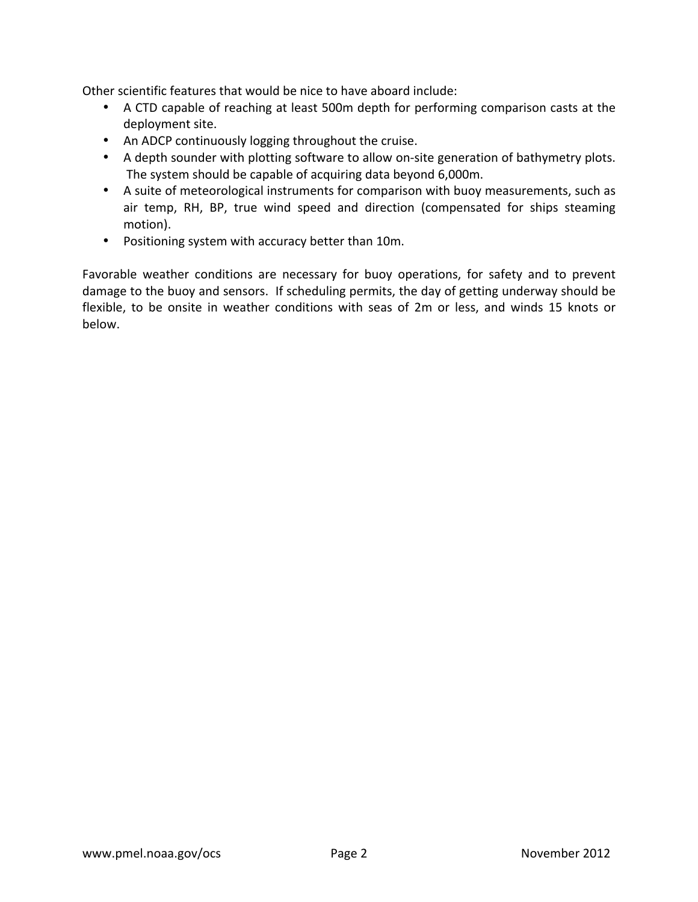Other scientific features that would be nice to have aboard include:

- A CTD capable of reaching at least 500m depth for performing comparison casts at the deployment site.
- An ADCP continuously logging throughout the cruise.
- A depth sounder with plotting software to allow on-site generation of bathymetry plots. The system should be capable of acquiring data beyond 6,000m.
- A suite of meteorological instruments for comparison with buoy measurements, such as air temp, RH, BP, true wind speed and direction (compensated for ships steaming motion).
- Positioning system with accuracy better than 10m.

Favorable weather conditions are necessary for buoy operations, for safety and to prevent damage to the buoy and sensors. If scheduling permits, the day of getting underway should be flexible, to be onsite in weather conditions with seas of 2m or less, and winds 15 knots or below.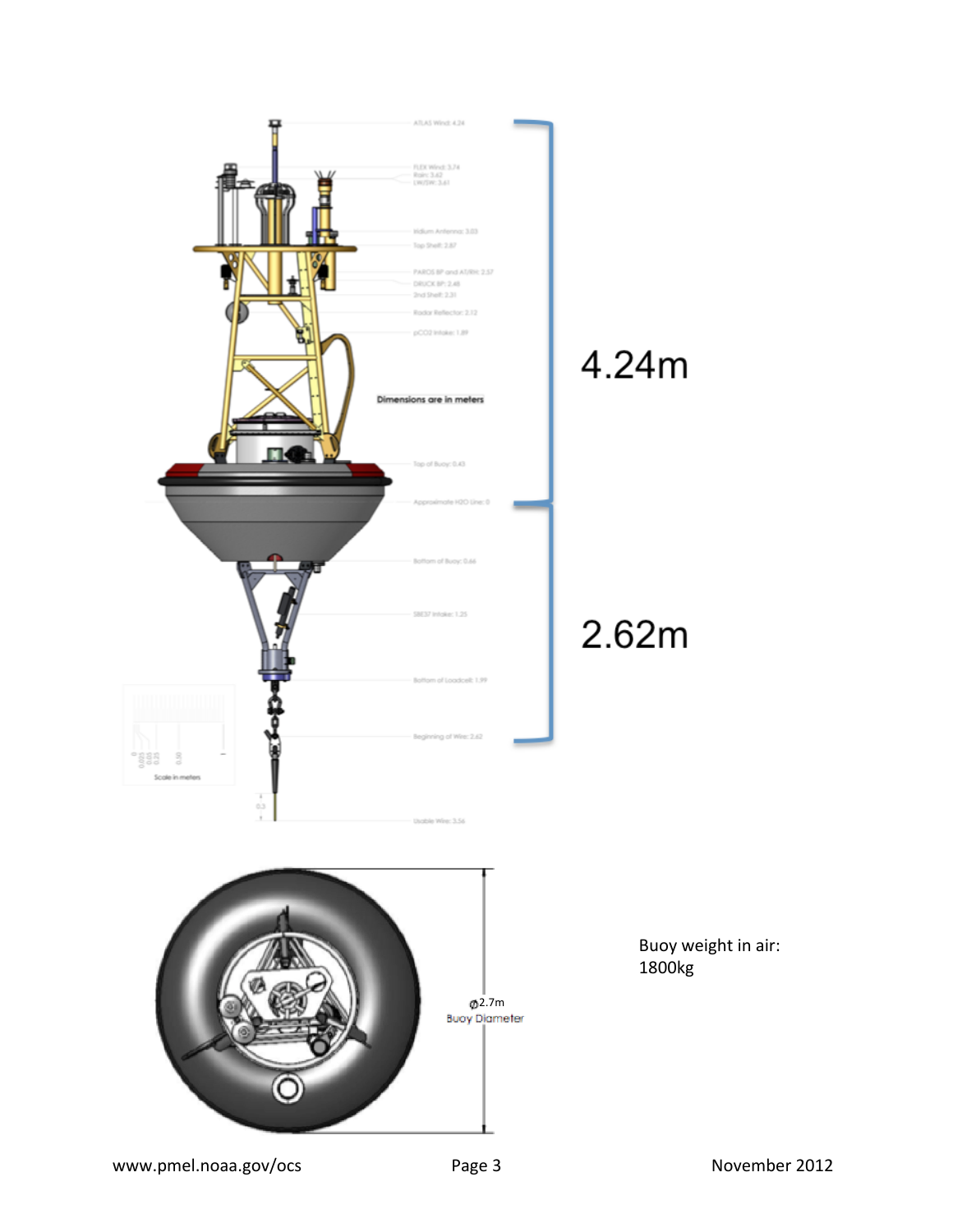ATLAS Wind: 4.24

FLEX Wind: 3.74
Rain: 3.62
LW/SW: 3.61

Iridium Antenna: 3.03

Top Shelf: 2.87

PAROS BP and AT/RH: 2.57
DRUCK BP: 2.48
2nd Shelf: 2.31

Radar Reflector: 2.12

pCO2 Intake: 1.89

Dimensions are in meters

Top of Buoy: 0.43

Approximate H2O Line: 0

Bottom of Buoy: 0.66

SBE37 Intake: 1.25

Bottom of Loadcell: 1.99

Beginning of Wire: 2.62

Usable Wire: 3.56

Scale in meters

4.24m

2.62m

Ø2.7m
Buoy Diameter

Buoy weight in air:
1800kg